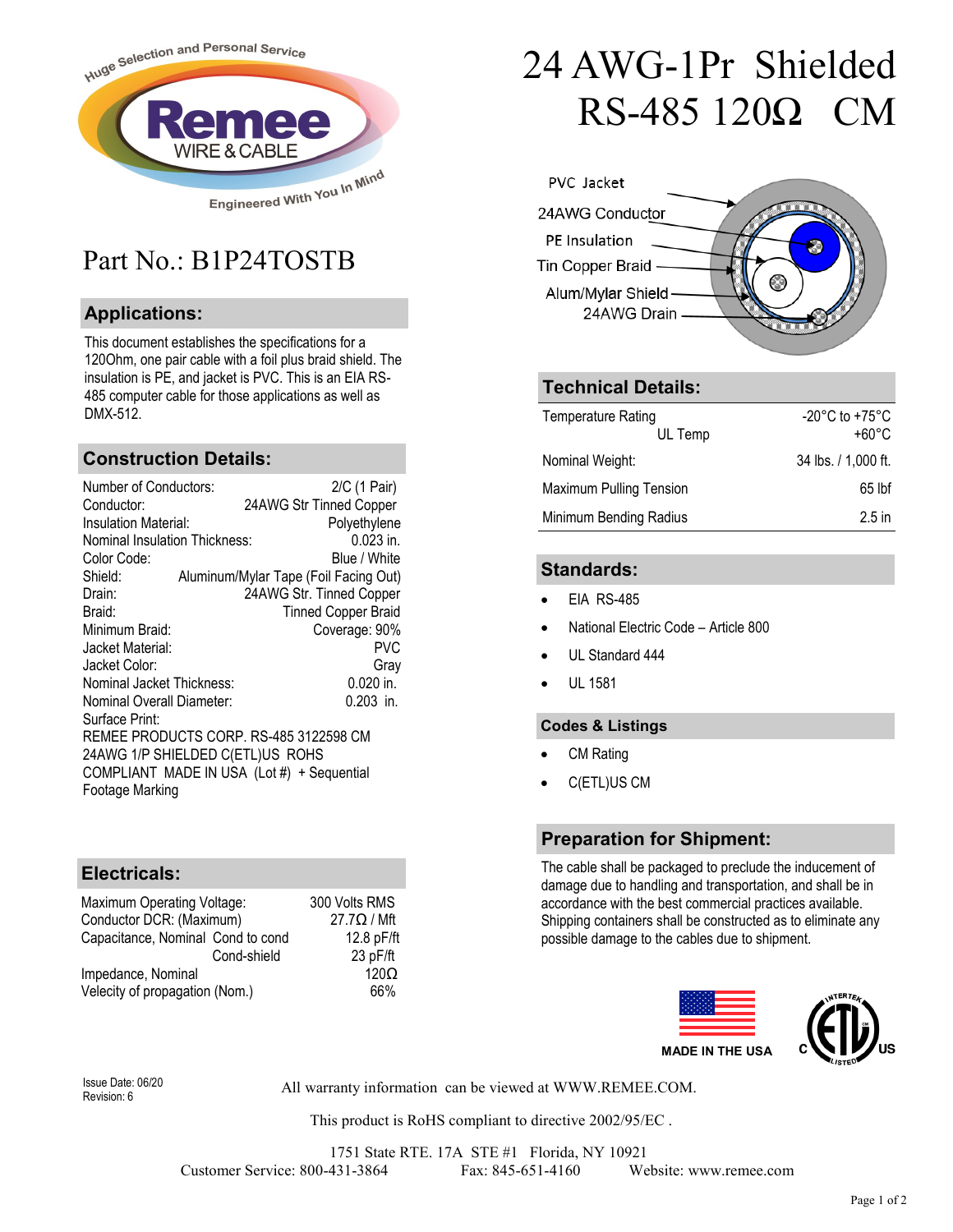# 24 AWG-1Pr Shielded RS-485 120Ω CM

Huge Selection and Personal Service

Remee WIRE & CABLE

Engineered With You In Mind

## Part No.: B1P24TOSTB

PVC Jacket
24AWG Conductor
PE Insulation
Tin Copper Braid
Alum/Mylar Shield
24AWG Drain

## Applications:

This document establishes the specifications for a 120Ohm, one pair cable with a foil plus braid shield. The insulation is PE, and jacket is PVC. This is an EIA RS-485 computer cable for those applications as well as DMX-512.

## Construction Details:

| | |
|---|---|
| Number of Conductors: | 2/C (1 Pair) |
| Conductor: | 24AWG Str Tinned Copper |
| Insulation Material: | Polyethylene |
| Nominal Insulation Thickness: | 0.023 in. |
| Color Code: | Blue / White |
| Shield: | Aluminum/Mylar Tape (Foil Facing Out) |
| Drain: | 24AWG Str. Tinned Copper |
| Braid: | Tinned Copper Braid |
| Minimum Braid: | Coverage: 90% |
| Jacket Material: | PVC |
| Jacket Color: | Gray |
| Nominal Jacket Thickness: | 0.020 in. |
| Nominal Overall Diameter: | 0.203 in. |

Surface Print:
REMEE PRODUCTS CORP. RS-485 3122598 CM 24AWG 1/P SHIELDED C(ETL)US ROHS COMPLIANT MADE IN USA (Lot #) + Sequential Footage Marking

## Electricals:

| | | |
|---|---|---|
| Maximum Operating Voltage: | | 300 Volts RMS |
| Conductor DCR: (Maximum) | | 27.7Ω / Mft |
| Capacitance, Nominal | Cond to cond | 12.8 pF/ft |
| | Cond-shield | 23 pF/ft |
| Impedance, Nominal | | 120Ω |
| Velecity of propagation (Nom.) | | 66% |

## Technical Details:

| | |
|---|---|
| Temperature Rating | -20°C to +75°C |
| UL Temp | +60°C |
| Nominal Weight: | 34 lbs. / 1,000 ft. |
| Maximum Pulling Tension | 65 lbf |
| Minimum Bending Radius | 2.5 in |

## Standards:

- EIA RS-485
- National Electric Code – Article 800
- UL Standard 444
- UL 1581

## Codes & Listings

- CM Rating
- C(ETL)US CM

## Preparation for Shipment:

The cable shall be packaged to preclude the inducement of damage due to handling and transportation, and shall be in accordance with the best commercial practices available. Shipping containers shall be constructed as to eliminate any possible damage to the cables due to shipment.

MADE IN THE USA

C INTERTEK LISTED US

Issue Date: 06/20
Revision: 6

All warranty information can be viewed at WWW.REMEE.COM.

This product is RoHS compliant to directive 2002/95/EC .

1751 State RTE. 17A STE #1 Florida, NY 10921
Customer Service: 800-431-3864 Fax: 845-651-4160 Website: www.remee.com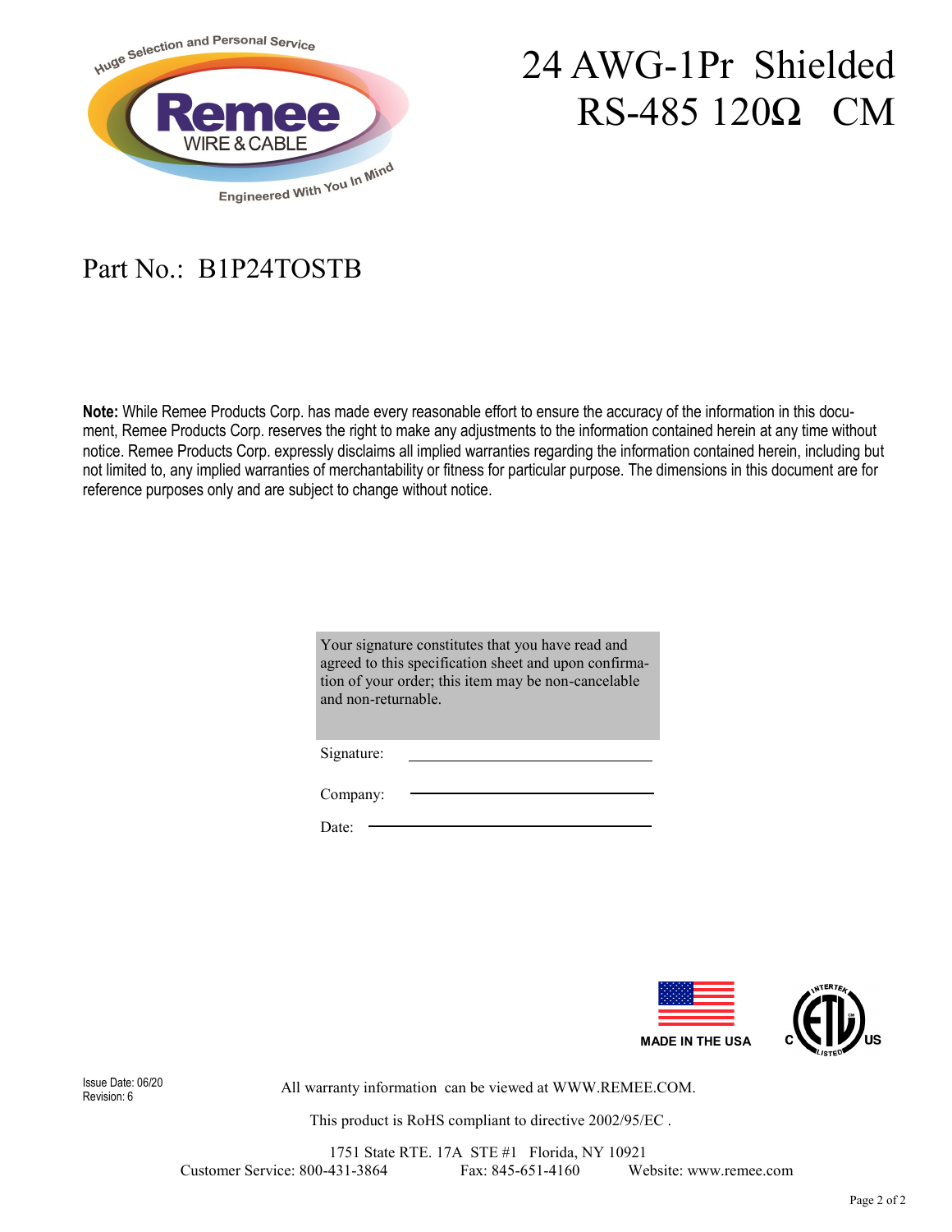# 24 AWG-1Pr Shielded RS-485 120Ω CM

## Part No.: B1P24TOSTB

**Note:** While Remee Products Corp. has made every reasonable effort to ensure the accuracy of the information in this document, Remee Products Corp. reserves the right to make any adjustments to the information contained herein at any time without notice. Remee Products Corp. expressly disclaims all implied warranties regarding the information contained herein, including but not limited to, any implied warranties of merchantability or fitness for particular purpose. The dimensions in this document are for reference purposes only and are subject to change without notice.

Your signature constitutes that you have read and agreed to this specification sheet and upon confirmation of your order; this item may be non-cancelable and non-returnable.

Signature: ______________________

Company: ______________________

Date: ______________________

MADE IN THE USA

Issue Date: 06/20
Revision: 6

All warranty information can be viewed at WWW.REMEE.COM.

This product is RoHS compliant to directive 2002/95/EC .

1751 State RTE. 17A STE #1 Florida, NY 10921
Customer Service: 800-431-3864 Fax: 845-651-4160 Website: www.remee.com